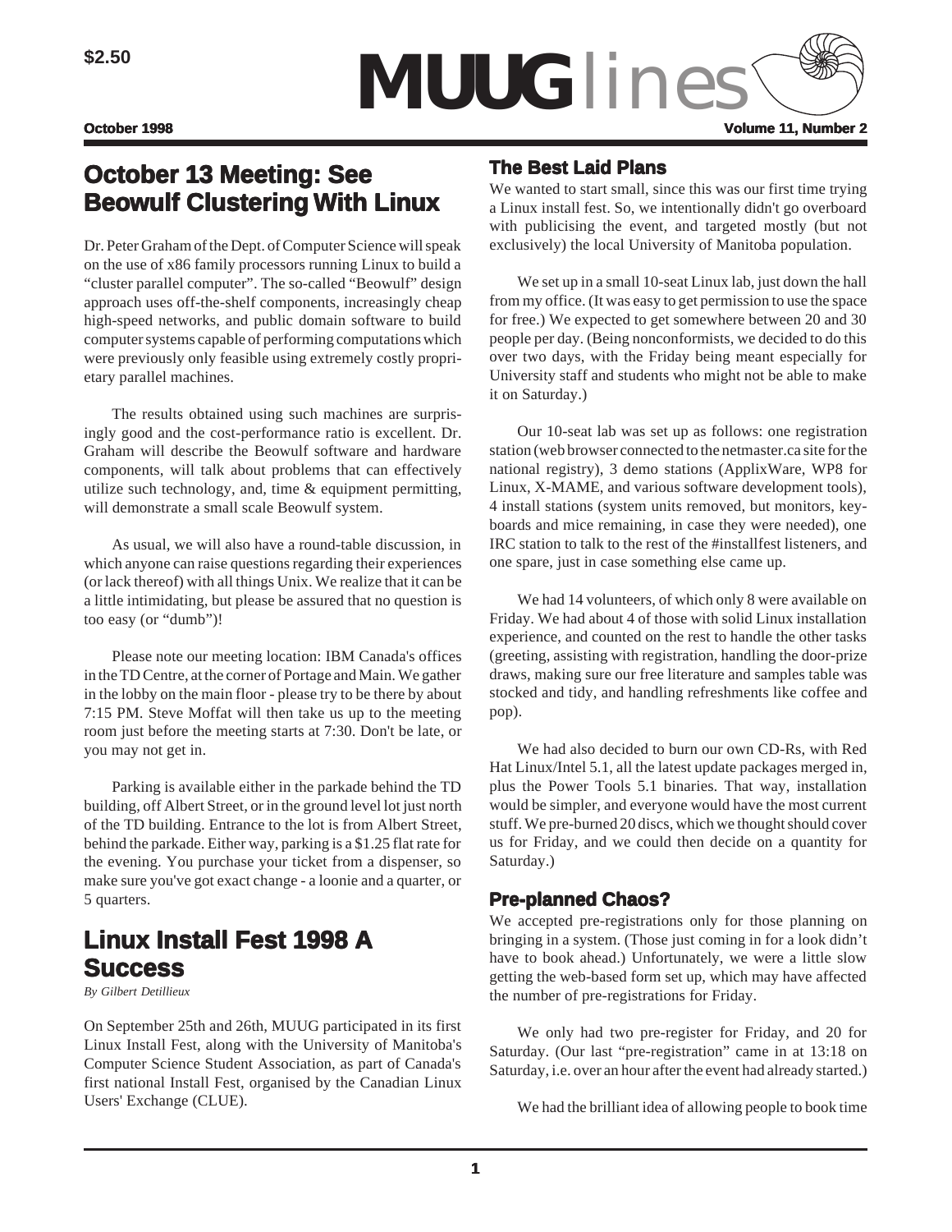$2.50

# MUUG lines

**October 1998** **Volume 11, Number 2**

## October 13 Meeting: See Beowulf Clustering With Linux

Dr. Peter Graham of the Dept. of Computer Science will speak on the use of x86 family processors running Linux to build a "cluster parallel computer". The so-called "Beowulf" design approach uses off-the-shelf components, increasingly cheap high-speed networks, and public domain software to build computer systems capable of performing computations which were previously only feasible using extremely costly proprietary parallel machines.

The results obtained using such machines are surprisingly good and the cost-performance ratio is excellent. Dr. Graham will describe the Beowulf software and hardware components, will talk about problems that can effectively utilize such technology, and, time & equipment permitting, will demonstrate a small scale Beowulf system.

As usual, we will also have a round-table discussion, in which anyone can raise questions regarding their experiences (or lack thereof) with all things Unix. We realize that it can be a little intimidating, but please be assured that no question is too easy (or "dumb")!

Please note our meeting location: IBM Canada's offices in the TD Centre, at the corner of Portage and Main. We gather in the lobby on the main floor - please try to be there by about 7:15 PM. Steve Moffat will then take us up to the meeting room just before the meeting starts at 7:30. Don't be late, or you may not get in.

Parking is available either in the parkade behind the TD building, off Albert Street, or in the ground level lot just north of the TD building. Entrance to the lot is from Albert Street, behind the parkade. Either way, parking is a $1.25 flat rate for the evening. You purchase your ticket from a dispenser, so make sure you've got exact change - a loonie and a quarter, or 5 quarters.

## Linux Install Fest 1998 A Success

*By Gilbert Detillieux*

On September 25th and 26th, MUUG participated in its first Linux Install Fest, along with the University of Manitoba's Computer Science Student Association, as part of Canada's first national Install Fest, organised by the Canadian Linux Users' Exchange (CLUE).

### The Best Laid Plans

We wanted to start small, since this was our first time trying a Linux install fest. So, we intentionally didn't go overboard with publicising the event, and targeted mostly (but not exclusively) the local University of Manitoba population.

We set up in a small 10-seat Linux lab, just down the hall from my office. (It was easy to get permission to use the space for free.) We expected to get somewhere between 20 and 30 people per day. (Being nonconformists, we decided to do this over two days, with the Friday being meant especially for University staff and students who might not be able to make it on Saturday.)

Our 10-seat lab was set up as follows: one registration station (web browser connected to the netmaster.ca site for the national registry), 3 demo stations (ApplixWare, WP8 for Linux, X-MAME, and various software development tools), 4 install stations (system units removed, but monitors, keyboards and mice remaining, in case they were needed), one IRC station to talk to the rest of the #installfest listeners, and one spare, just in case something else came up.

We had 14 volunteers, of which only 8 were available on Friday. We had about 4 of those with solid Linux installation experience, and counted on the rest to handle the other tasks (greeting, assisting with registration, handling the door-prize draws, making sure our free literature and samples table was stocked and tidy, and handling refreshments like coffee and pop).

We had also decided to burn our own CD-Rs, with Red Hat Linux/Intel 5.1, all the latest update packages merged in, plus the Power Tools 5.1 binaries. That way, installation would be simpler, and everyone would have the most current stuff. We pre-burned 20 discs, which we thought should cover us for Friday, and we could then decide on a quantity for Saturday.)

### Pre-planned Chaos?

We accepted pre-registrations only for those planning on bringing in a system. (Those just coming in for a look didn't have to book ahead.) Unfortunately, we were a little slow getting the web-based form set up, which may have affected the number of pre-registrations for Friday.

We only had two pre-register for Friday, and 20 for Saturday. (Our last "pre-registration" came in at 13:18 on Saturday, i.e. over an hour after the event had already started.)

We had the brilliant idea of allowing people to book time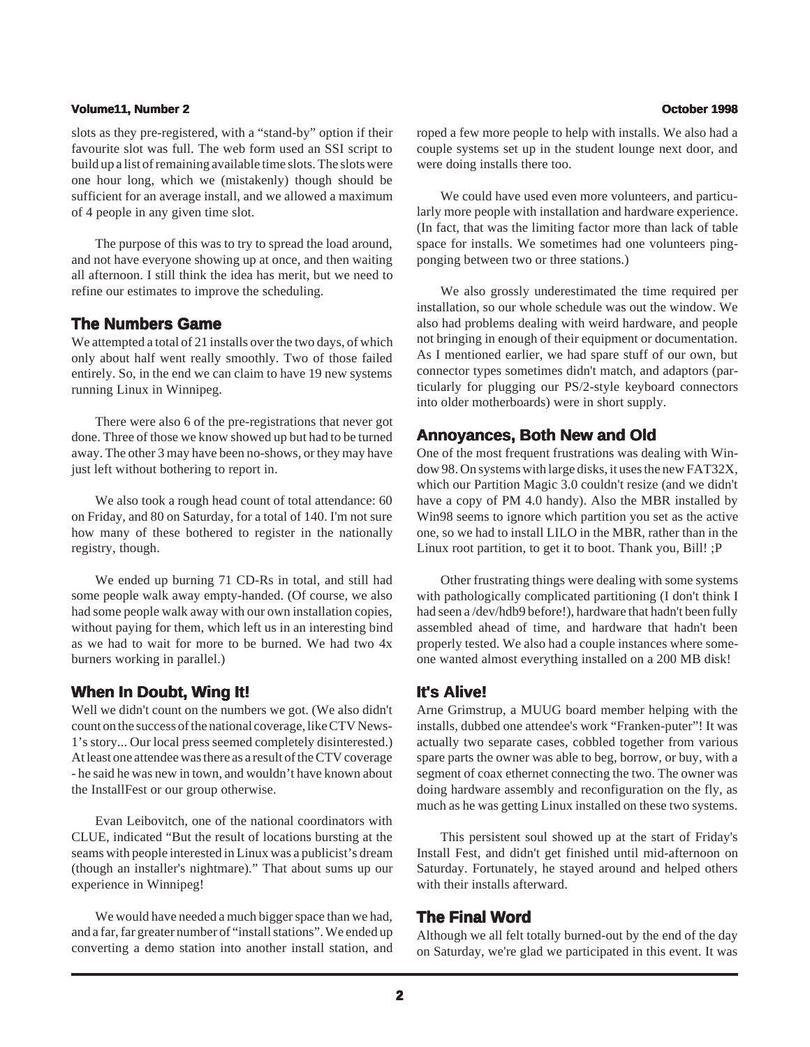slots as they pre-registered, with a "stand-by" option if their favourite slot was full. The web form used an SSI script to build up a list of remaining available time slots. The slots were one hour long, which we (mistakenly) though should be sufficient for an average install, and we allowed a maximum of 4 people in any given time slot.

The purpose of this was to try to spread the load around, and not have everyone showing up at once, and then waiting all afternoon. I still think the idea has merit, but we need to refine our estimates to improve the scheduling.

## The Numbers Game

We attempted a total of 21 installs over the two days, of which only about half went really smoothly. Two of those failed entirely. So, in the end we can claim to have 19 new systems running Linux in Winnipeg.

There were also 6 of the pre-registrations that never got done. Three of those we know showed up but had to be turned away. The other 3 may have been no-shows, or they may have just left without bothering to report in.

We also took a rough head count of total attendance: 60 on Friday, and 80 on Saturday, for a total of 140. I'm not sure how many of these bothered to register in the nationally registry, though.

We ended up burning 71 CD-Rs in total, and still had some people walk away empty-handed. (Of course, we also had some people walk away with our own installation copies, without paying for them, which left us in an interesting bind as we had to wait for more to be burned. We had two 4x burners working in parallel.)

## When In Doubt, Wing It!

Well we didn't count on the numbers we got. (We also didn't count on the success of the national coverage, like CTV News-1's story... Our local press seemed completely disinterested.) At least one attendee was there as a result of the CTV coverage - he said he was new in town, and wouldn't have known about the InstallFest or our group otherwise.

Evan Leibovitch, one of the national coordinators with CLUE, indicated "But the result of locations bursting at the seams with people interested in Linux was a publicist's dream (though an installer's nightmare)." That about sums up our experience in Winnipeg!

We would have needed a much bigger space than we had, and a far, far greater number of "install stations". We ended up converting a demo station into another install station, and roped a few more people to help with installs. We also had a couple systems set up in the student lounge next door, and were doing installs there too.

We could have used even more volunteers, and particularly more people with installation and hardware experience. (In fact, that was the limiting factor more than lack of table space for installs. We sometimes had one volunteers ping-ponging between two or three stations.)

We also grossly underestimated the time required per installation, so our whole schedule was out the window. We also had problems dealing with weird hardware, and people not bringing in enough of their equipment or documentation. As I mentioned earlier, we had spare stuff of our own, but connector types sometimes didn't match, and adaptors (particularly for plugging our PS/2-style keyboard connectors into older motherboards) were in short supply.

## Annoyances, Both New and Old

One of the most frequent frustrations was dealing with Window 98. On systems with large disks, it uses the new FAT32X, which our Partition Magic 3.0 couldn't resize (and we didn't have a copy of PM 4.0 handy). Also the MBR installed by Win98 seems to ignore which partition you set as the active one, so we had to install LILO in the MBR, rather than in the Linux root partition, to get it to boot. Thank you, Bill! ;P

Other frustrating things were dealing with some systems with pathologically complicated partitioning (I don't think I had seen a /dev/hdb9 before!), hardware that hadn't been fully assembled ahead of time, and hardware that hadn't been properly tested. We also had a couple instances where someone wanted almost everything installed on a 200 MB disk!

## It's Alive!

Arne Grimstrup, a MUUG board member helping with the installs, dubbed one attendee's work "Franken-puter"! It was actually two separate cases, cobbled together from various spare parts the owner was able to beg, borrow, or buy, with a segment of coax ethernet connecting the two. The owner was doing hardware assembly and reconfiguration on the fly, as much as he was getting Linux installed on these two systems.

This persistent soul showed up at the start of Friday's Install Fest, and didn't get finished until mid-afternoon on Saturday. Fortunately, he stayed around and helped others with their installs afterward.

## The Final Word

Although we all felt totally burned-out by the end of the day on Saturday, we're glad we participated in this event. It was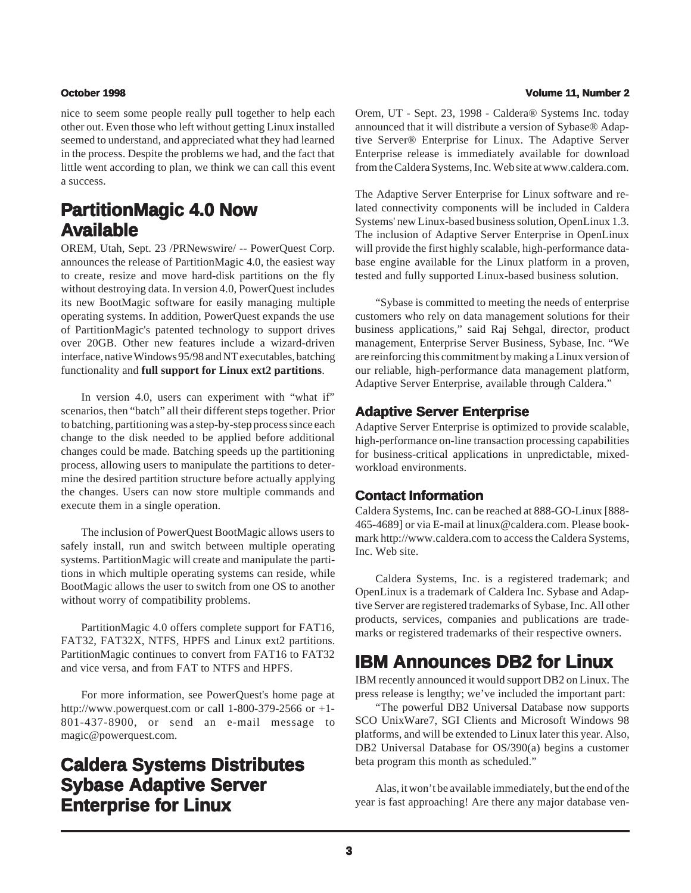nice to seem some people really pull together to help each other out. Even those who left without getting Linux installed seemed to understand, and appreciated what they had learned in the process. Despite the problems we had, and the fact that little went according to plan, we think we can call this event a success.

## PartitionMagic 4.0 Now Available

OREM, Utah, Sept. 23 /PRNewswire/ -- PowerQuest Corp. announces the release of PartitionMagic 4.0, the easiest way to create, resize and move hard-disk partitions on the fly without destroying data. In version 4.0, PowerQuest includes its new BootMagic software for easily managing multiple operating systems. In addition, PowerQuest expands the use of PartitionMagic's patented technology to support drives over 20GB. Other new features include a wizard-driven interface, native Windows 95/98 and NT executables, batching functionality and **full support for Linux ext2 partitions**.

In version 4.0, users can experiment with "what if" scenarios, then "batch" all their different steps together. Prior to batching, partitioning was a step-by-step process since each change to the disk needed to be applied before additional changes could be made. Batching speeds up the partitioning process, allowing users to manipulate the partitions to determine the desired partition structure before actually applying the changes. Users can now store multiple commands and execute them in a single operation.

The inclusion of PowerQuest BootMagic allows users to safely install, run and switch between multiple operating systems. PartitionMagic will create and manipulate the partitions in which multiple operating systems can reside, while BootMagic allows the user to switch from one OS to another without worry of compatibility problems.

PartitionMagic 4.0 offers complete support for FAT16, FAT32, FAT32X, NTFS, HPFS and Linux ext2 partitions. PartitionMagic continues to convert from FAT16 to FAT32 and vice versa, and from FAT to NTFS and HPFS.

For more information, see PowerQuest's home page at http://www.powerquest.com or call 1-800-379-2566 or +1-801-437-8900, or send an e-mail message to magic@powerquest.com.

## Caldera Systems Distributes Sybase Adaptive Server Enterprise for Linux

Orem, UT - Sept. 23, 1998 - Caldera® Systems Inc. today announced that it will distribute a version of Sybase® Adaptive Server® Enterprise for Linux. The Adaptive Server Enterprise release is immediately available for download from the Caldera Systems, Inc. Web site at www.caldera.com.

The Adaptive Server Enterprise for Linux software and related connectivity components will be included in Caldera Systems' new Linux-based business solution, OpenLinux 1.3. The inclusion of Adaptive Server Enterprise in OpenLinux will provide the first highly scalable, high-performance database engine available for the Linux platform in a proven, tested and fully supported Linux-based business solution.

"Sybase is committed to meeting the needs of enterprise customers who rely on data management solutions for their business applications," said Raj Sehgal, director, product management, Enterprise Server Business, Sybase, Inc. "We are reinforcing this commitment by making a Linux version of our reliable, high-performance data management platform, Adaptive Server Enterprise, available through Caldera."

### Adaptive Server Enterprise

Adaptive Server Enterprise is optimized to provide scalable, high-performance on-line transaction processing capabilities for business-critical applications in unpredictable, mixed-workload environments.

### Contact Information

Caldera Systems, Inc. can be reached at 888-GO-Linux [888-465-4689] or via E-mail at linux@caldera.com. Please bookmark http://www.caldera.com to access the Caldera Systems, Inc. Web site.

Caldera Systems, Inc. is a registered trademark; and OpenLinux is a trademark of Caldera Inc. Sybase and Adaptive Server are registered trademarks of Sybase, Inc. All other products, services, companies and publications are trademarks or registered trademarks of their respective owners.

## IBM Announces DB2 for Linux

IBM recently announced it would support DB2 on Linux. The press release is lengthy; we've included the important part:

"The powerful DB2 Universal Database now supports SCO UnixWare7, SGI Clients and Microsoft Windows 98 platforms, and will be extended to Linux later this year. Also, DB2 Universal Database for OS/390(a) begins a customer beta program this month as scheduled."

Alas, it won't be available immediately, but the end of the year is fast approaching! Are there any major database ven-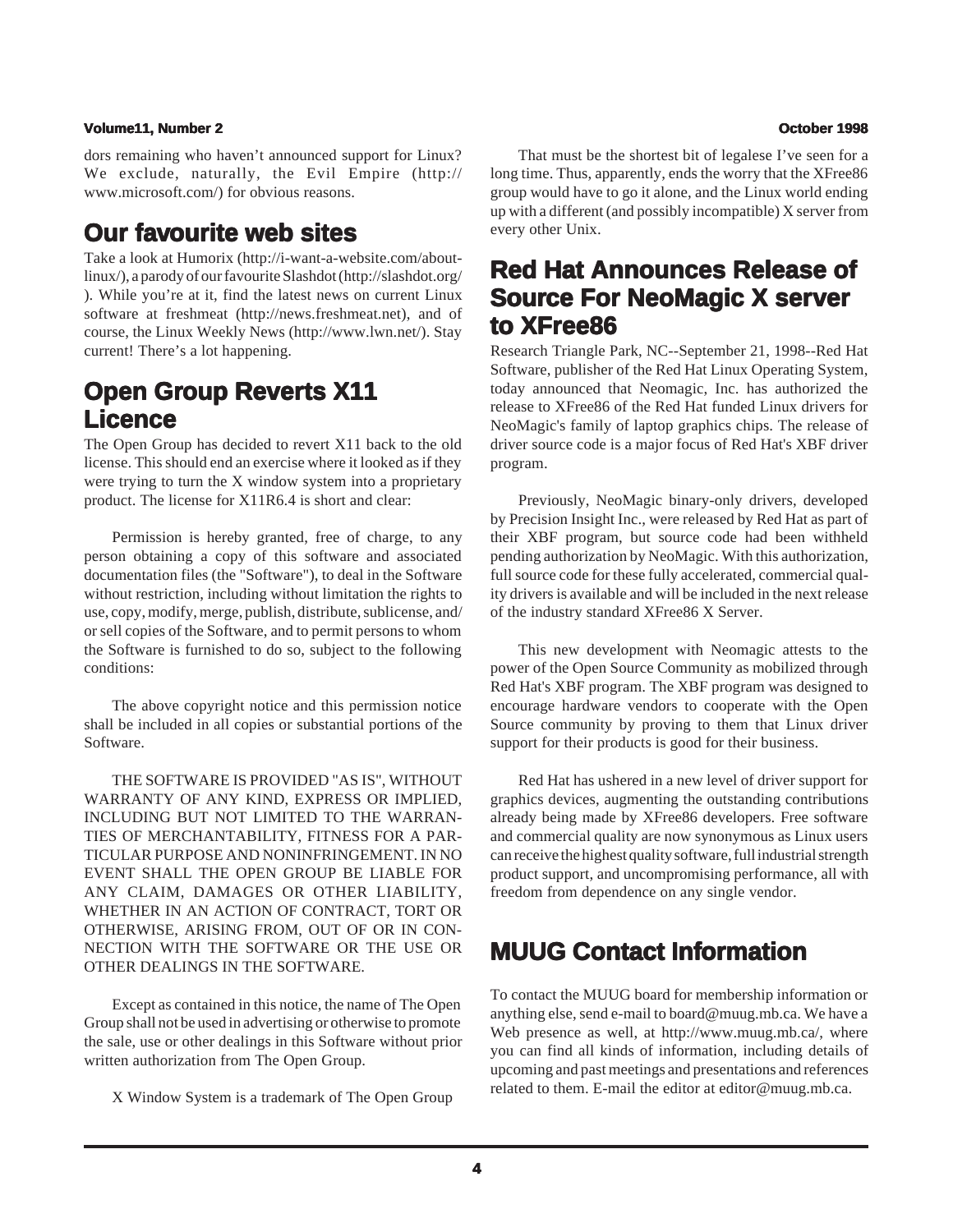dors remaining who haven't announced support for Linux? We exclude, naturally, the Evil Empire (http://www.microsoft.com/) for obvious reasons.

## Our favourite web sites

Take a look at Humorix (http://i-want-a-website.com/about-linux/), a parody of our favourite Slashdot (http://slashdot.org/). While you're at it, find the latest news on current Linux software at freshmeat (http://news.freshmeat.net), and of course, the Linux Weekly News (http://www.lwn.net/). Stay current! There's a lot happening.

## Open Group Reverts X11 Licence

The Open Group has decided to revert X11 back to the old license. This should end an exercise where it looked as if they were trying to turn the X window system into a proprietary product. The license for X11R6.4 is short and clear:

Permission is hereby granted, free of charge, to any person obtaining a copy of this software and associated documentation files (the "Software"), to deal in the Software without restriction, including without limitation the rights to use, copy, modify, merge, publish, distribute, sublicense, and/or sell copies of the Software, and to permit persons to whom the Software is furnished to do so, subject to the following conditions:

The above copyright notice and this permission notice shall be included in all copies or substantial portions of the Software.

THE SOFTWARE IS PROVIDED "AS IS", WITHOUT WARRANTY OF ANY KIND, EXPRESS OR IMPLIED, INCLUDING BUT NOT LIMITED TO THE WARRANTIES OF MERCHANTABILITY, FITNESS FOR A PARTICULAR PURPOSE AND NONINFRINGEMENT. IN NO EVENT SHALL THE OPEN GROUP BE LIABLE FOR ANY CLAIM, DAMAGES OR OTHER LIABILITY, WHETHER IN AN ACTION OF CONTRACT, TORT OR OTHERWISE, ARISING FROM, OUT OF OR IN CONNECTION WITH THE SOFTWARE OR THE USE OR OTHER DEALINGS IN THE SOFTWARE.

Except as contained in this notice, the name of The Open Group shall not be used in advertising or otherwise to promote the sale, use or other dealings in this Software without prior written authorization from The Open Group.

X Window System is a trademark of The Open Group

That must be the shortest bit of legalese I've seen for a long time. Thus, apparently, ends the worry that the XFree86 group would have to go it alone, and the Linux world ending up with a different (and possibly incompatible) X server from every other Unix.

## Red Hat Announces Release of Source For NeoMagic X server to XFree86

Research Triangle Park, NC--September 21, 1998--Red Hat Software, publisher of the Red Hat Linux Operating System, today announced that Neomagic, Inc. has authorized the release to XFree86 of the Red Hat funded Linux drivers for NeoMagic's family of laptop graphics chips. The release of driver source code is a major focus of Red Hat's XBF driver program.

Previously, NeoMagic binary-only drivers, developed by Precision Insight Inc., were released by Red Hat as part of their XBF program, but source code had been withheld pending authorization by NeoMagic. With this authorization, full source code for these fully accelerated, commercial quality drivers is available and will be included in the next release of the industry standard XFree86 X Server.

This new development with Neomagic attests to the power of the Open Source Community as mobilized through Red Hat's XBF program. The XBF program was designed to encourage hardware vendors to cooperate with the Open Source community by proving to them that Linux driver support for their products is good for their business.

Red Hat has ushered in a new level of driver support for graphics devices, augmenting the outstanding contributions already being made by XFree86 developers. Free software and commercial quality are now synonymous as Linux users can receive the highest quality software, full industrial strength product support, and uncompromising performance, all with freedom from dependence on any single vendor.

## MUUG Contact Information

To contact the MUUG board for membership information or anything else, send e-mail to board@muug.mb.ca. We have a Web presence as well, at http://www.muug.mb.ca/, where you can find all kinds of information, including details of upcoming and past meetings and presentations and references related to them. E-mail the editor at editor@muug.mb.ca.